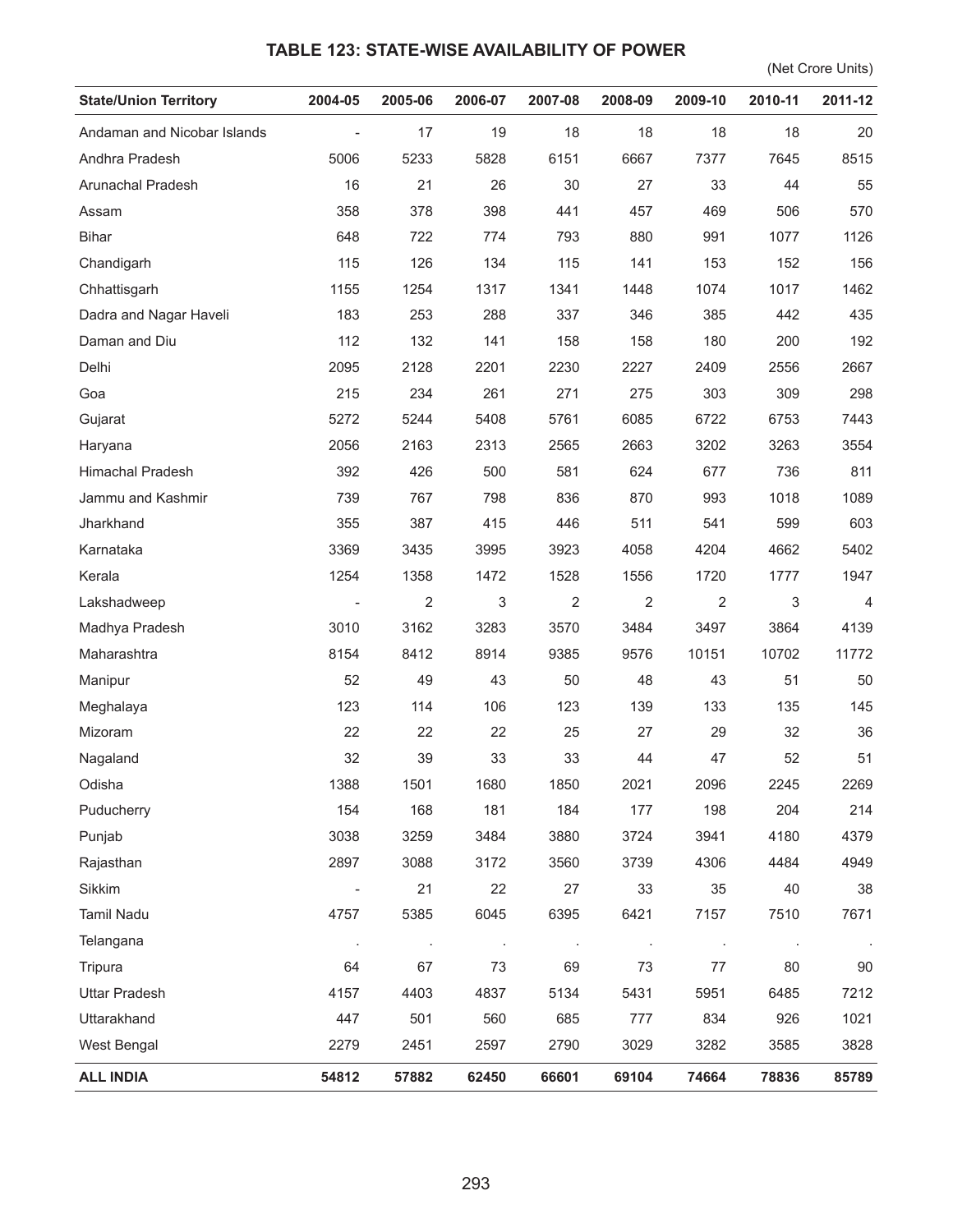## TABLE 123: STATE-WISE AVAILABILITY OF POWER

(Net Crore Units)

| State/Union Territory | 2004-05 | 2005-06 | 2006-07 | 2007-08 | 2008-09 | 2009-10 | 2010-11 | 2011-12 |
|---|---|---|---|---|---|---|---|---|
| Andaman and Nicobar Islands | - | 17 | 19 | 18 | 18 | 18 | 18 | 20 |
| Andhra Pradesh | 5006 | 5233 | 5828 | 6151 | 6667 | 7377 | 7645 | 8515 |
| Arunachal Pradesh | 16 | 21 | 26 | 30 | 27 | 33 | 44 | 55 |
| Assam | 358 | 378 | 398 | 441 | 457 | 469 | 506 | 570 |
| Bihar | 648 | 722 | 774 | 793 | 880 | 991 | 1077 | 1126 |
| Chandigarh | 115 | 126 | 134 | 115 | 141 | 153 | 152 | 156 |
| Chhattisgarh | 1155 | 1254 | 1317 | 1341 | 1448 | 1074 | 1017 | 1462 |
| Dadra and Nagar Haveli | 183 | 253 | 288 | 337 | 346 | 385 | 442 | 435 |
| Daman and Diu | 112 | 132 | 141 | 158 | 158 | 180 | 200 | 192 |
| Delhi | 2095 | 2128 | 2201 | 2230 | 2227 | 2409 | 2556 | 2667 |
| Goa | 215 | 234 | 261 | 271 | 275 | 303 | 309 | 298 |
| Gujarat | 5272 | 5244 | 5408 | 5761 | 6085 | 6722 | 6753 | 7443 |
| Haryana | 2056 | 2163 | 2313 | 2565 | 2663 | 3202 | 3263 | 3554 |
| Himachal Pradesh | 392 | 426 | 500 | 581 | 624 | 677 | 736 | 811 |
| Jammu and Kashmir | 739 | 767 | 798 | 836 | 870 | 993 | 1018 | 1089 |
| Jharkhand | 355 | 387 | 415 | 446 | 511 | 541 | 599 | 603 |
| Karnataka | 3369 | 3435 | 3995 | 3923 | 4058 | 4204 | 4662 | 5402 |
| Kerala | 1254 | 1358 | 1472 | 1528 | 1556 | 1720 | 1777 | 1947 |
| Lakshadweep | - | 2 | 3 | 2 | 2 | 2 | 3 | 4 |
| Madhya Pradesh | 3010 | 3162 | 3283 | 3570 | 3484 | 3497 | 3864 | 4139 |
| Maharashtra | 8154 | 8412 | 8914 | 9385 | 9576 | 10151 | 10702 | 11772 |
| Manipur | 52 | 49 | 43 | 50 | 48 | 43 | 51 | 50 |
| Meghalaya | 123 | 114 | 106 | 123 | 139 | 133 | 135 | 145 |
| Mizoram | 22 | 22 | 22 | 25 | 27 | 29 | 32 | 36 |
| Nagaland | 32 | 39 | 33 | 33 | 44 | 47 | 52 | 51 |
| Odisha | 1388 | 1501 | 1680 | 1850 | 2021 | 2096 | 2245 | 2269 |
| Puducherry | 154 | 168 | 181 | 184 | 177 | 198 | 204 | 214 |
| Punjab | 3038 | 3259 | 3484 | 3880 | 3724 | 3941 | 4180 | 4379 |
| Rajasthan | 2897 | 3088 | 3172 | 3560 | 3739 | 4306 | 4484 | 4949 |
| Sikkim | - | 21 | 22 | 27 | 33 | 35 | 40 | 38 |
| Tamil Nadu | 4757 | 5385 | 6045 | 6395 | 6421 | 7157 | 7510 | 7671 |
| Telangana | . | . | . | . | . | . | . | . |
| Tripura | 64 | 67 | 73 | 69 | 73 | 77 | 80 | 90 |
| Uttar Pradesh | 4157 | 4403 | 4837 | 5134 | 5431 | 5951 | 6485 | 7212 |
| Uttarakhand | 447 | 501 | 560 | 685 | 777 | 834 | 926 | 1021 |
| West Bengal | 2279 | 2451 | 2597 | 2790 | 3029 | 3282 | 3585 | 3828 |
| **ALL INDIA** | **54812** | **57882** | **62450** | **66601** | **69104** | **74664** | **78836** | **85789** |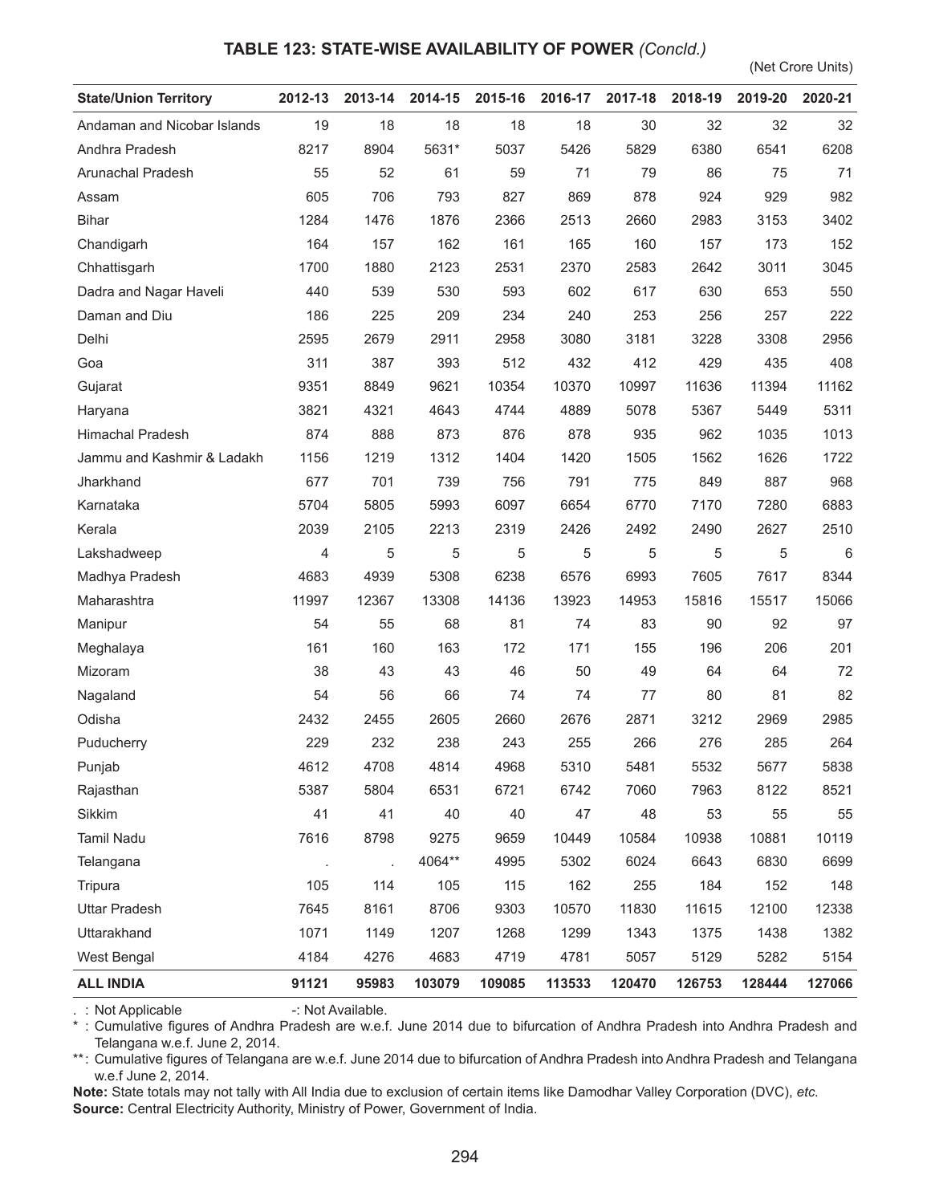## TABLE 123: STATE-WISE AVAILABILITY OF POWER *(Concld.)*

(Net Crore Units)

| State/Union Territory | 2012-13 | 2013-14 | 2014-15 | 2015-16 | 2016-17 | 2017-18 | 2018-19 | 2019-20 | 2020-21 |
|---|---|---|---|---|---|---|---|---|---|
| Andaman and Nicobar Islands | 19 | 18 | 18 | 18 | 18 | 30 | 32 | 32 | 32 |
| Andhra Pradesh | 8217 | 8904 | 5631* | 5037 | 5426 | 5829 | 6380 | 6541 | 6208 |
| Arunachal Pradesh | 55 | 52 | 61 | 59 | 71 | 79 | 86 | 75 | 71 |
| Assam | 605 | 706 | 793 | 827 | 869 | 878 | 924 | 929 | 982 |
| Bihar | 1284 | 1476 | 1876 | 2366 | 2513 | 2660 | 2983 | 3153 | 3402 |
| Chandigarh | 164 | 157 | 162 | 161 | 165 | 160 | 157 | 173 | 152 |
| Chhattisgarh | 1700 | 1880 | 2123 | 2531 | 2370 | 2583 | 2642 | 3011 | 3045 |
| Dadra and Nagar Haveli | 440 | 539 | 530 | 593 | 602 | 617 | 630 | 653 | 550 |
| Daman and Diu | 186 | 225 | 209 | 234 | 240 | 253 | 256 | 257 | 222 |
| Delhi | 2595 | 2679 | 2911 | 2958 | 3080 | 3181 | 3228 | 3308 | 2956 |
| Goa | 311 | 387 | 393 | 512 | 432 | 412 | 429 | 435 | 408 |
| Gujarat | 9351 | 8849 | 9621 | 10354 | 10370 | 10997 | 11636 | 11394 | 11162 |
| Haryana | 3821 | 4321 | 4643 | 4744 | 4889 | 5078 | 5367 | 5449 | 5311 |
| Himachal Pradesh | 874 | 888 | 873 | 876 | 878 | 935 | 962 | 1035 | 1013 |
| Jammu and Kashmir & Ladakh | 1156 | 1219 | 1312 | 1404 | 1420 | 1505 | 1562 | 1626 | 1722 |
| Jharkhand | 677 | 701 | 739 | 756 | 791 | 775 | 849 | 887 | 968 |
| Karnataka | 5704 | 5805 | 5993 | 6097 | 6654 | 6770 | 7170 | 7280 | 6883 |
| Kerala | 2039 | 2105 | 2213 | 2319 | 2426 | 2492 | 2490 | 2627 | 2510 |
| Lakshadweep | 4 | 5 | 5 | 5 | 5 | 5 | 5 | 5 | 6 |
| Madhya Pradesh | 4683 | 4939 | 5308 | 6238 | 6576 | 6993 | 7605 | 7617 | 8344 |
| Maharashtra | 11997 | 12367 | 13308 | 14136 | 13923 | 14953 | 15816 | 15517 | 15066 |
| Manipur | 54 | 55 | 68 | 81 | 74 | 83 | 90 | 92 | 97 |
| Meghalaya | 161 | 160 | 163 | 172 | 171 | 155 | 196 | 206 | 201 |
| Mizoram | 38 | 43 | 43 | 46 | 50 | 49 | 64 | 64 | 72 |
| Nagaland | 54 | 56 | 66 | 74 | 74 | 77 | 80 | 81 | 82 |
| Odisha | 2432 | 2455 | 2605 | 2660 | 2676 | 2871 | 3212 | 2969 | 2985 |
| Puducherry | 229 | 232 | 238 | 243 | 255 | 266 | 276 | 285 | 264 |
| Punjab | 4612 | 4708 | 4814 | 4968 | 5310 | 5481 | 5532 | 5677 | 5838 |
| Rajasthan | 5387 | 5804 | 6531 | 6721 | 6742 | 7060 | 7963 | 8122 | 8521 |
| Sikkim | 41 | 41 | 40 | 40 | 47 | 48 | 53 | 55 | 55 |
| Tamil Nadu | 7616 | 8798 | 9275 | 9659 | 10449 | 10584 | 10938 | 10881 | 10119 |
| Telangana | . | . | 4064** | 4995 | 5302 | 6024 | 6643 | 6830 | 6699 |
| Tripura | 105 | 114 | 105 | 115 | 162 | 255 | 184 | 152 | 148 |
| Uttar Pradesh | 7645 | 8161 | 8706 | 9303 | 10570 | 11830 | 11615 | 12100 | 12338 |
| Uttarakhand | 1071 | 1149 | 1207 | 1268 | 1299 | 1343 | 1375 | 1438 | 1382 |
| West Bengal | 4184 | 4276 | 4683 | 4719 | 4781 | 5057 | 5129 | 5282 | 5154 |
| **ALL INDIA** | **91121** | **95983** | **103079** | **109085** | **113533** | **120470** | **126753** | **128444** | **127066** |

. : Not Applicable -: Not Available.

\* : Cumulative figures of Andhra Pradesh are w.e.f. June 2014 due to bifurcation of Andhra Pradesh into Andhra Pradesh and Telangana w.e.f. June 2, 2014.

\*\*: Cumulative figures of Telangana are w.e.f. June 2014 due to bifurcation of Andhra Pradesh into Andhra Pradesh and Telangana w.e.f June 2, 2014.

**Note:** State totals may not tally with All India due to exclusion of certain items like Damodhar Valley Corporation (DVC), *etc.*

**Source:** Central Electricity Authority, Ministry of Power, Government of India.